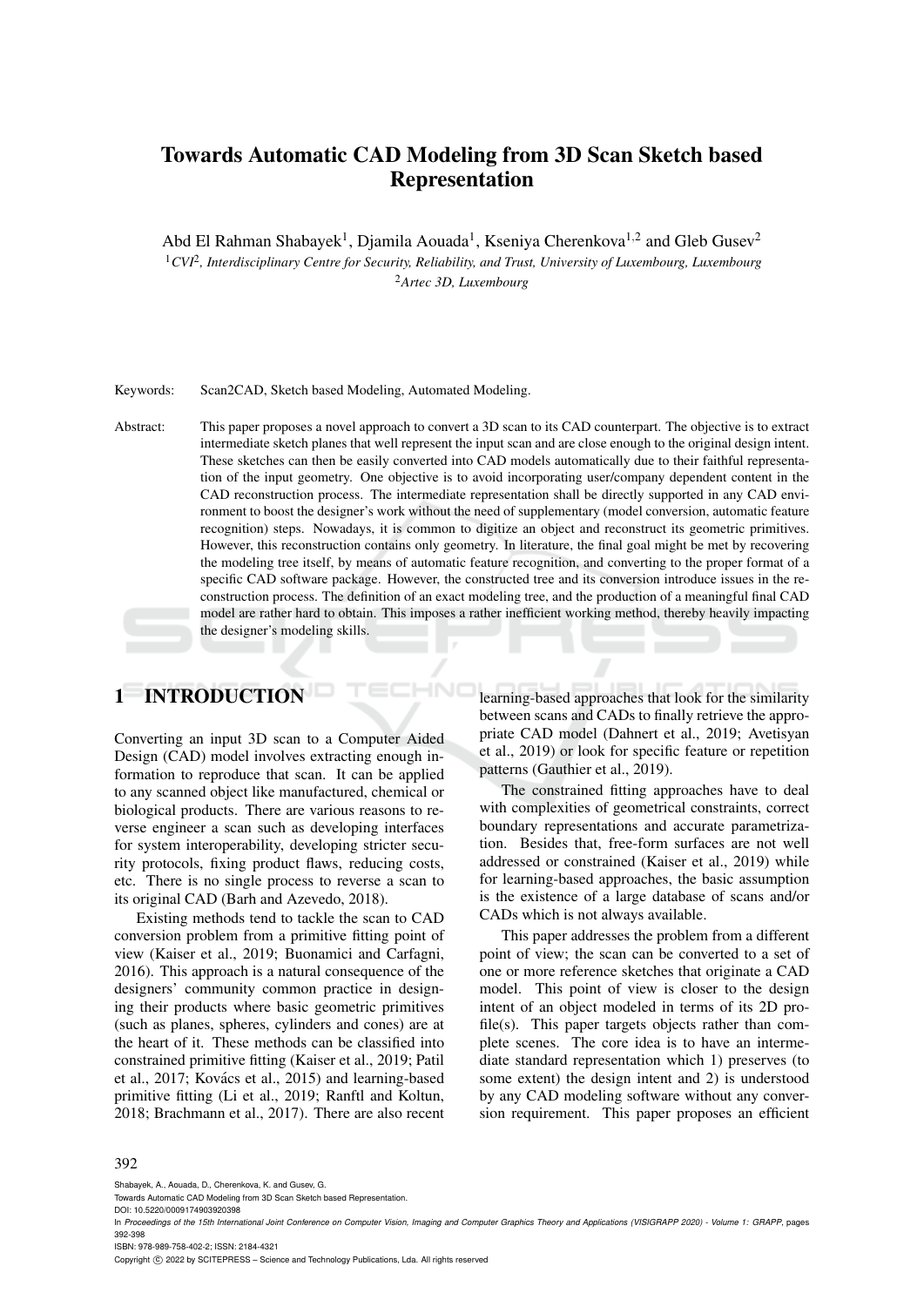# Towards Automatic CAD Modeling from 3D Scan Sketch based Representation

Abd El Rahman Shabayek[1], Djamila Aouada[1], Kseniya Cherenkova[1,2] and Gleb Gusev[2]

[1]*CVI*[2]*, Interdisciplinary Centre for Security, Reliability, and Trust, University of Luxembourg, Luxembourg*

[2]*Artec 3D, Luxembourg*

Keywords: Scan2CAD, Sketch based Modeling, Automated Modeling.

Abstract: This paper proposes a novel approach to convert a 3D scan to its CAD counterpart. The objective is to extract intermediate sketch planes that well represent the input scan and are close enough to the original design intent. These sketches can then be easily converted into CAD models automatically due to their faithful representation of the input geometry. One objective is to avoid incorporating user/company dependent content in the CAD reconstruction process. The intermediate representation shall be directly supported in any CAD environment to boost the designer's work without the need of supplementary (model conversion, automatic feature recognition) steps. Nowadays, it is common to digitize an object and reconstruct its geometric primitives. However, this reconstruction contains only geometry. In literature, the final goal might be met by recovering the modeling tree itself, by means of automatic feature recognition, and converting to the proper format of a specific CAD software package. However, the constructed tree and its conversion introduce issues in the reconstruction process. The definition of an exact modeling tree, and the production of a meaningful final CAD model are rather hard to obtain. This imposes a rather inefficient working method, thereby heavily impacting the designer's modeling skills.

## 1 INTRODUCTION

Converting an input 3D scan to a Computer Aided Design (CAD) model involves extracting enough information to reproduce that scan. It can be applied to any scanned object like manufactured, chemical or biological products. There are various reasons to reverse engineer a scan such as developing interfaces for system interoperability, developing stricter security protocols, fixing product flaws, reducing costs, etc. There is no single process to reverse a scan to its original CAD (Barh and Azevedo, 2018).

Existing methods tend to tackle the scan to CAD conversion problem from a primitive fitting point of view (Kaiser et al., 2019; Buonamici and Carfagni, 2016). This approach is a natural consequence of the designers' community common practice in designing their products where basic geometric primitives (such as planes, spheres, cylinders and cones) are at the heart of it. These methods can be classified into constrained primitive fitting (Kaiser et al., 2019; Patil et al., 2017; Kovács et al., 2015) and learning-based primitive fitting (Li et al., 2019; Ranftl and Koltun, 2018; Brachmann et al., 2017). There are also recent learning-based approaches that look for the similarity between scans and CADs to finally retrieve the appropriate CAD model (Dahnert et al., 2019; Avetisyan et al., 2019) or look for specific feature or repetition patterns (Gauthier et al., 2019).

The constrained fitting approaches have to deal with complexities of geometrical constraints, correct boundary representations and accurate parametrization. Besides that, free-form surfaces are not well addressed or constrained (Kaiser et al., 2019) while for learning-based approaches, the basic assumption is the existence of a large database of scans and/or CADs which is not always available.

This paper addresses the problem from a different point of view; the scan can be converted to a set of one or more reference sketches that originate a CAD model. This point of view is closer to the design intent of an object modeled in terms of its 2D profile(s). This paper targets objects rather than complete scenes. The core idea is to have an intermediate standard representation which 1) preserves (to some extent) the design intent and 2) is understood by any CAD modeling software without any conversion requirement. This paper proposes an efficient

Shabayek, A., Aouada, D., Cherenkova, K. and Gusev, G.
Towards Automatic CAD Modeling from 3D Scan Sketch based Representation.
DOI: 10.5220/0009174903920398
In *Proceedings of the 15th International Joint Conference on Computer Vision, Imaging and Computer Graphics Theory and Applications (VISIGRAPP 2020) - Volume 1: GRAPP*, pages 392-398
ISBN: 978-989-758-402-2; ISSN: 2184-4321
Copyright © 2022 by SCITEPRESS – Science and Technology Publications, Lda. All rights reserved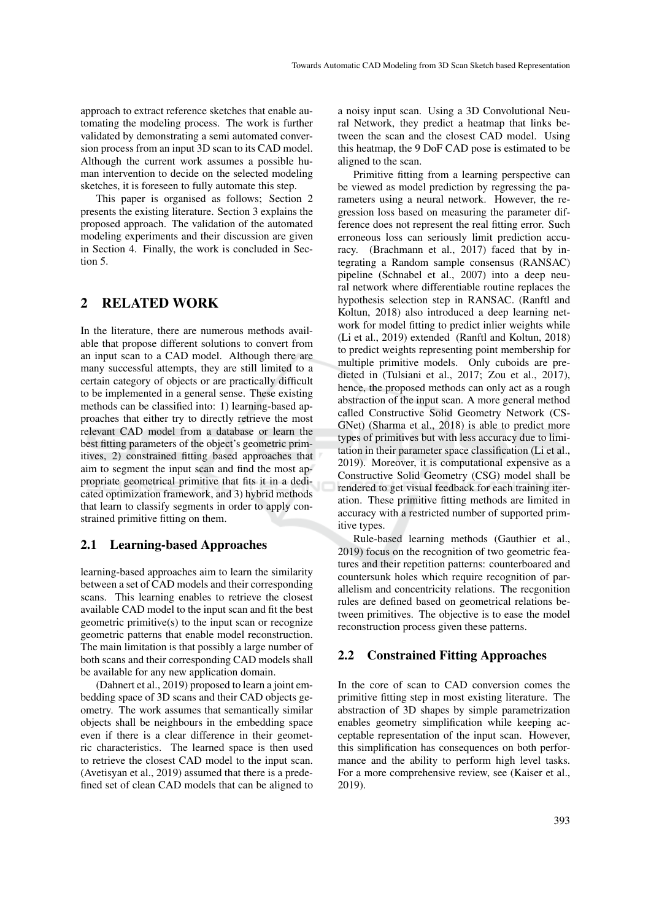approach to extract reference sketches that enable automating the modeling process. The work is further validated by demonstrating a semi automated conversion process from an input 3D scan to its CAD model. Although the current work assumes a possible human intervention to decide on the selected modeling sketches, it is foreseen to fully automate this step.

This paper is organised as follows; Section 2 presents the existing literature. Section 3 explains the proposed approach. The validation of the automated modeling experiments and their discussion are given in Section 4. Finally, the work is concluded in Section 5.

## 2 RELATED WORK

In the literature, there are numerous methods available that propose different solutions to convert from an input scan to a CAD model. Although there are many successful attempts, they are still limited to a certain category of objects or are practically difficult to be implemented in a general sense. These existing methods can be classified into: 1) learning-based approaches that either try to directly retrieve the most relevant CAD model from a database or learn the best fitting parameters of the object's geometric primitives, 2) constrained fitting based approaches that aim to segment the input scan and find the most appropriate geometrical primitive that fits it in a dedicated optimization framework, and 3) hybrid methods that learn to classify segments in order to apply constrained primitive fitting on them.

### 2.1 Learning-based Approaches

learning-based approaches aim to learn the similarity between a set of CAD models and their corresponding scans. This learning enables to retrieve the closest available CAD model to the input scan and fit the best geometric primitive(s) to the input scan or recognize geometric patterns that enable model reconstruction. The main limitation is that possibly a large number of both scans and their corresponding CAD models shall be available for any new application domain.

(Dahnert et al., 2019) proposed to learn a joint embedding space of 3D scans and their CAD objects geometry. The work assumes that semantically similar objects shall be neighbours in the embedding space even if there is a clear difference in their geometric characteristics. The learned space is then used to retrieve the closest CAD model to the input scan. (Avetisyan et al., 2019) assumed that there is a predefined set of clean CAD models that can be aligned to a noisy input scan. Using a 3D Convolutional Neural Network, they predict a heatmap that links between the scan and the closest CAD model. Using this heatmap, the 9 DoF CAD pose is estimated to be aligned to the scan.

Primitive fitting from a learning perspective can be viewed as model prediction by regressing the parameters using a neural network. However, the regression loss based on measuring the parameter difference does not represent the real fitting error. Such erroneous loss can seriously limit prediction accuracy. (Brachmann et al., 2017) faced that by integrating a Random sample consensus (RANSAC) pipeline (Schnabel et al., 2007) into a deep neural network where differentiable routine replaces the hypothesis selection step in RANSAC. (Ranftl and Koltun, 2018) also introduced a deep learning network for model fitting to predict inlier weights while (Li et al., 2019) extended (Ranftl and Koltun, 2018) to predict weights representing point membership for multiple primitive models. Only cuboids are predicted in (Tulsiani et al., 2017; Zou et al., 2017), hence, the proposed methods can only act as a rough abstraction of the input scan. A more general method called Constructive Solid Geometry Network (CSGNet) (Sharma et al., 2018) is able to predict more types of primitives but with less accuracy due to limitation in their parameter space classification (Li et al., 2019). Moreover, it is computational expensive as a Constructive Solid Geometry (CSG) model shall be rendered to get visual feedback for each training iteration. These primitive fitting methods are limited in accuracy with a restricted number of supported primitive types.

Rule-based learning methods (Gauthier et al., 2019) focus on the recognition of two geometric features and their repetition patterns: counterboared and countersunk holes which require recognition of parallelism and concentricity relations. The recgonition rules are defined based on geometrical relations between primitives. The objective is to ease the model reconstruction process given these patterns.

### 2.2 Constrained Fitting Approaches

In the core of scan to CAD conversion comes the primitive fitting step in most existing literature. The abstraction of 3D shapes by simple parametrization enables geometry simplification while keeping acceptable representation of the input scan. However, this simplification has consequences on both performance and the ability to perform high level tasks. For a more comprehensive review, see (Kaiser et al., 2019).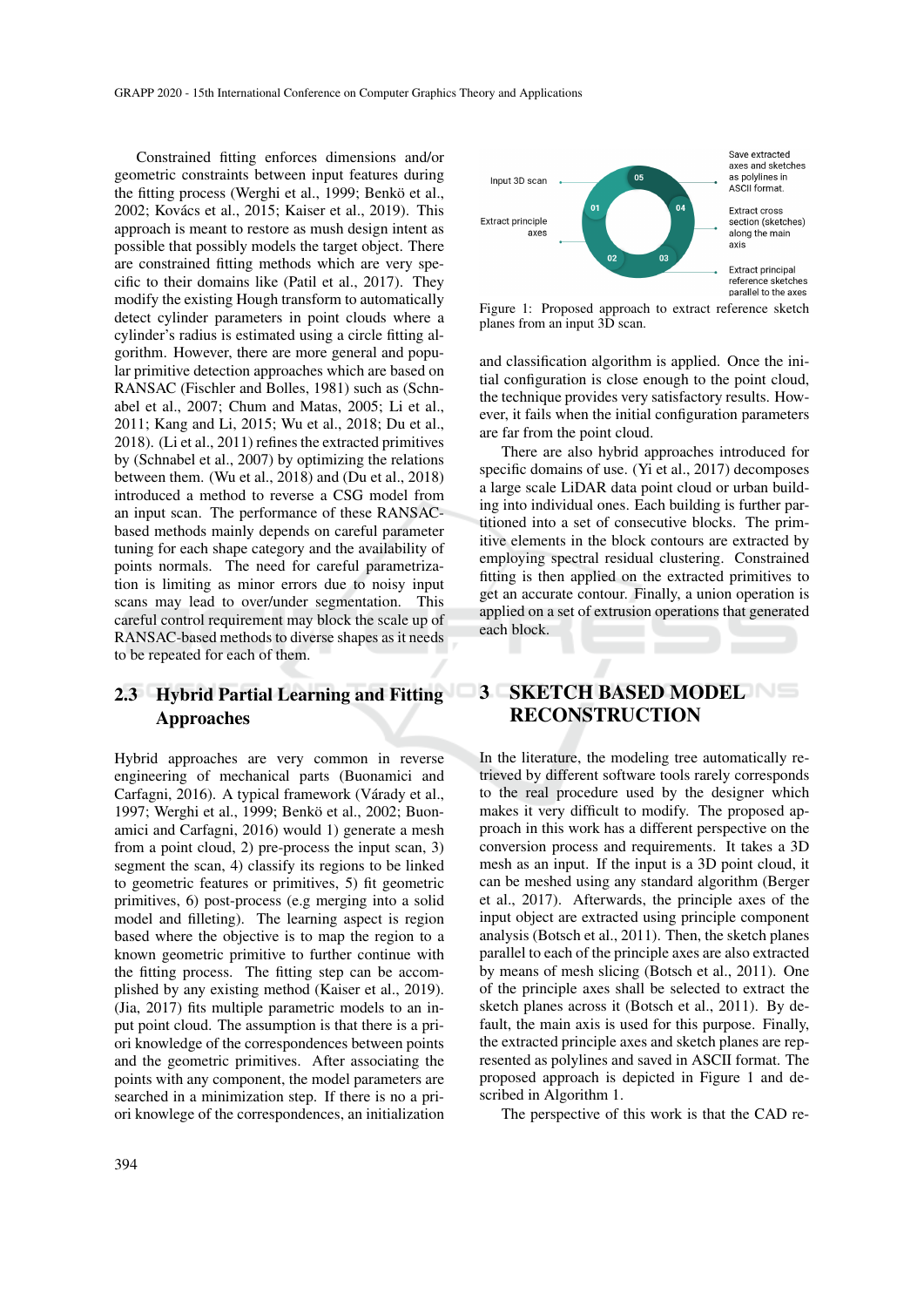Constrained fitting enforces dimensions and/or geometric constraints between input features during the fitting process (Werghi et al., 1999; Benkö et al., 2002; Kovács et al., 2015; Kaiser et al., 2019). This approach is meant to restore as mush design intent as possible that possibly models the target object. There are constrained fitting methods which are very specific to their domains like (Patil et al., 2017). They modify the existing Hough transform to automatically detect cylinder parameters in point clouds where a cylinder's radius is estimated using a circle fitting algorithm. However, there are more general and popular primitive detection approaches which are based on RANSAC (Fischler and Bolles, 1981) such as (Schnabel et al., 2007; Chum and Matas, 2005; Li et al., 2011; Kang and Li, 2015; Wu et al., 2018; Du et al., 2018). (Li et al., 2011) refines the extracted primitives by (Schnabel et al., 2007) by optimizing the relations between them. (Wu et al., 2018) and (Du et al., 2018) introduced a method to reverse a CSG model from an input scan. The performance of these RANSAC-based methods mainly depends on careful parameter tuning for each shape category and the availability of points normals. The need for careful parametrization is limiting as minor errors due to noisy input scans may lead to over/under segmentation. This careful control requirement may block the scale up of RANSAC-based methods to diverse shapes as it needs to be repeated for each of them.

### 2.3 Hybrid Partial Learning and Fitting Approaches

Hybrid approaches are very common in reverse engineering of mechanical parts (Buonamici and Carfagni, 2016). A typical framework (Várady et al., 1997; Werghi et al., 1999; Benkö et al., 2002; Buonamici and Carfagni, 2016) would 1) generate a mesh from a point cloud, 2) pre-process the input scan, 3) segment the scan, 4) classify its regions to be linked to geometric features or primitives, 5) fit geometric primitives, 6) post-process (e.g merging into a solid model and filleting). The learning aspect is region based where the objective is to map the region to a known geometric primitive to further continue with the fitting process. The fitting step can be accomplished by any existing method (Kaiser et al., 2019). (Jia, 2017) fits multiple parametric models to an input point cloud. The assumption is that there is a priori knowledge of the correspondences between points and the geometric primitives. After associating the points with any component, the model parameters are searched in a minimization step. If there is no a priori knowlege of the correspondences, an initialization and classification algorithm is applied. Once the initial configuration is close enough to the point cloud, the technique provides very satisfactory results. However, it fails when the initial configuration parameters are far from the point cloud.

There are also hybrid approaches introduced for specific domains of use. (Yi et al., 2017) decomposes a large scale LiDAR data point cloud or urban building into individual ones. Each building is further partitioned into a set of consecutive blocks. The primitive elements in the block contours are extracted by employing spectral residual clustering. Constrained fitting is then applied on the extracted primitives to get an accurate contour. Finally, a union operation is applied on a set of extrusion operations that generated each block.

Input 3D scan — 01; Extract principle axes — 02; Extract principal reference sketches parallel to the axes — 03; Extract cross section (sketches) along the main axis — 04; Save extracted axes and sketches as polylines in ASCII format. — 05

Figure 1: Proposed approach to extract reference sketch planes from an input 3D scan.

## 3 SKETCH BASED MODEL RECONSTRUCTION

In the literature, the modeling tree automatically retrieved by different software tools rarely corresponds to the real procedure used by the designer which makes it very difficult to modify. The proposed approach in this work has a different perspective on the conversion process and requirements. It takes a 3D mesh as an input. If the input is a 3D point cloud, it can be meshed using any standard algorithm (Berger et al., 2017). Afterwards, the principle axes of the input object are extracted using principle component analysis (Botsch et al., 2011). Then, the sketch planes parallel to each of the principle axes are also extracted by means of mesh slicing (Botsch et al., 2011). One of the principle axes shall be selected to extract the sketch planes across it (Botsch et al., 2011). By default, the main axis is used for this purpose. Finally, the extracted principle axes and sketch planes are represented as polylines and saved in ASCII format. The proposed approach is depicted in Figure 1 and described in Algorithm 1.

The perspective of this work is that the CAD re-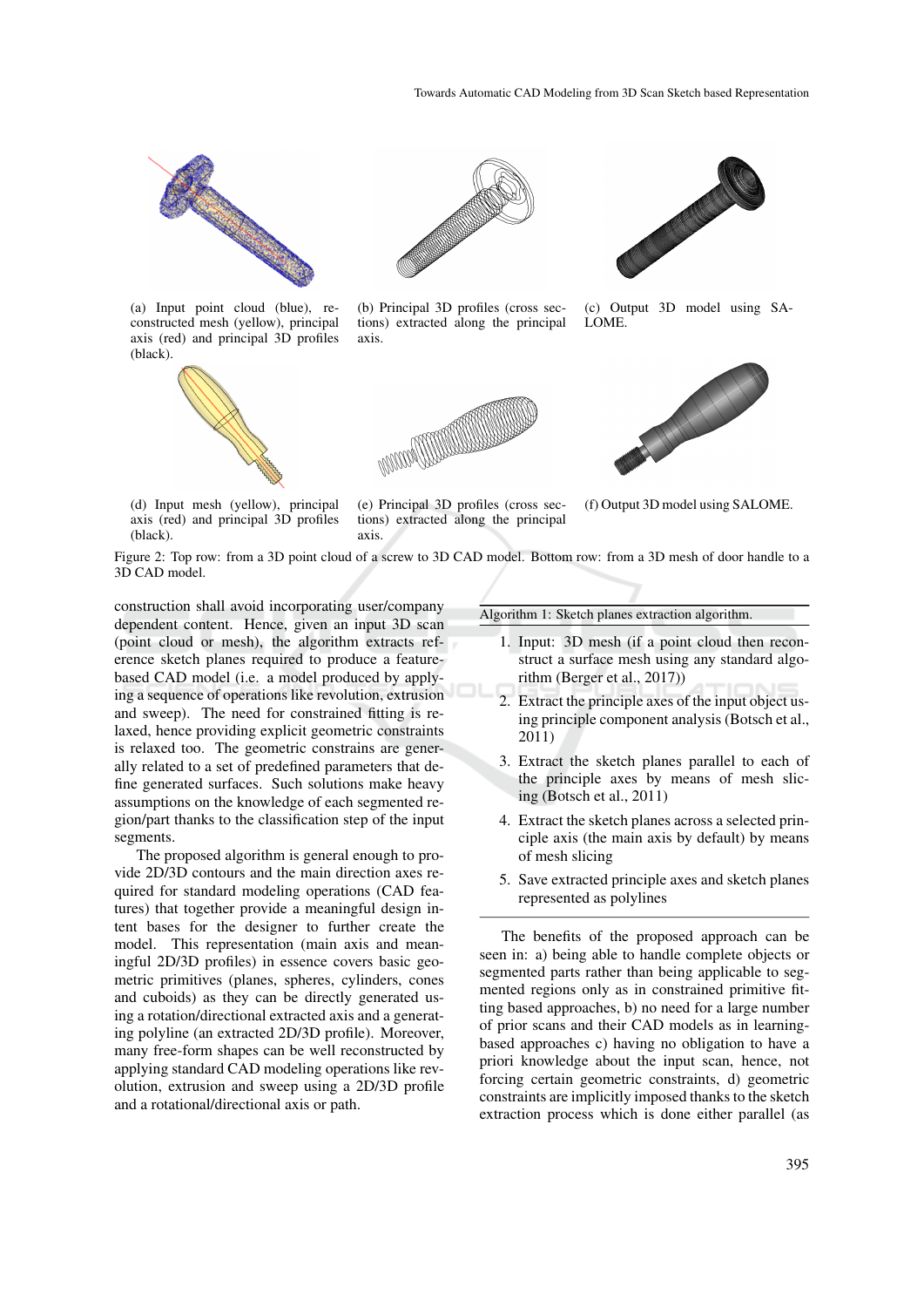(a) Input point cloud (blue), reconstructed mesh (yellow), principal axis (red) and principal 3D profiles (black).

(b) Principal 3D profiles (cross sections) extracted along the principal axis.

(c) Output 3D model using SALOME.

(d) Input mesh (yellow), principal axis (red) and principal 3D profiles (black).

(e) Principal 3D profiles (cross sections) extracted along the principal axis.

(f) Output 3D model using SALOME.

Figure 2: Top row: from a 3D point cloud of a screw to 3D CAD model. Bottom row: from a 3D mesh of door handle to a 3D CAD model.

construction shall avoid incorporating user/company dependent content. Hence, given an input 3D scan (point cloud or mesh), the algorithm extracts reference sketch planes required to produce a feature-based CAD model (i.e. a model produced by applying a sequence of operations like revolution, extrusion and sweep). The need for constrained fitting is relaxed, hence providing explicit geometric constraints is relaxed too. The geometric constrains are generally related to a set of predefined parameters that define generated surfaces. Such solutions make heavy assumptions on the knowledge of each segmented region/part thanks to the classification step of the input segments.

The proposed algorithm is general enough to provide 2D/3D contours and the main direction axes required for standard modeling operations (CAD features) that together provide a meaningful design intent bases for the designer to further create the model. This representation (main axis and meaningful 2D/3D profiles) in essence covers basic geometric primitives (planes, spheres, cylinders, cones and cuboids) as they can be directly generated using a rotation/directional extracted axis and a generating polyline (an extracted 2D/3D profile). Moreover, many free-form shapes can be well reconstructed by applying standard CAD modeling operations like revolution, extrusion and sweep using a 2D/3D profile and a rotational/directional axis or path.

Algorithm 1: Sketch planes extraction algorithm.

1. Input: 3D mesh (if a point cloud then reconstruct a surface mesh using any standard algorithm (Berger et al., 2017))
2. Extract the principle axes of the input object using principle component analysis (Botsch et al., 2011)
3. Extract the sketch planes parallel to each of the principle axes by means of mesh slicing (Botsch et al., 2011)
4. Extract the sketch planes across a selected principle axis (the main axis by default) by means of mesh slicing
5. Save extracted principle axes and sketch planes represented as polylines

The benefits of the proposed approach can be seen in: a) being able to handle complete objects or segmented parts rather than being applicable to segmented regions only as in constrained primitive fitting based approaches, b) no need for a large number of prior scans and their CAD models as in learning-based approaches c) having no obligation to have a priori knowledge about the input scan, hence, not forcing certain geometric constraints, d) geometric constraints are implicitly imposed thanks to the sketch extraction process which is done either parallel (as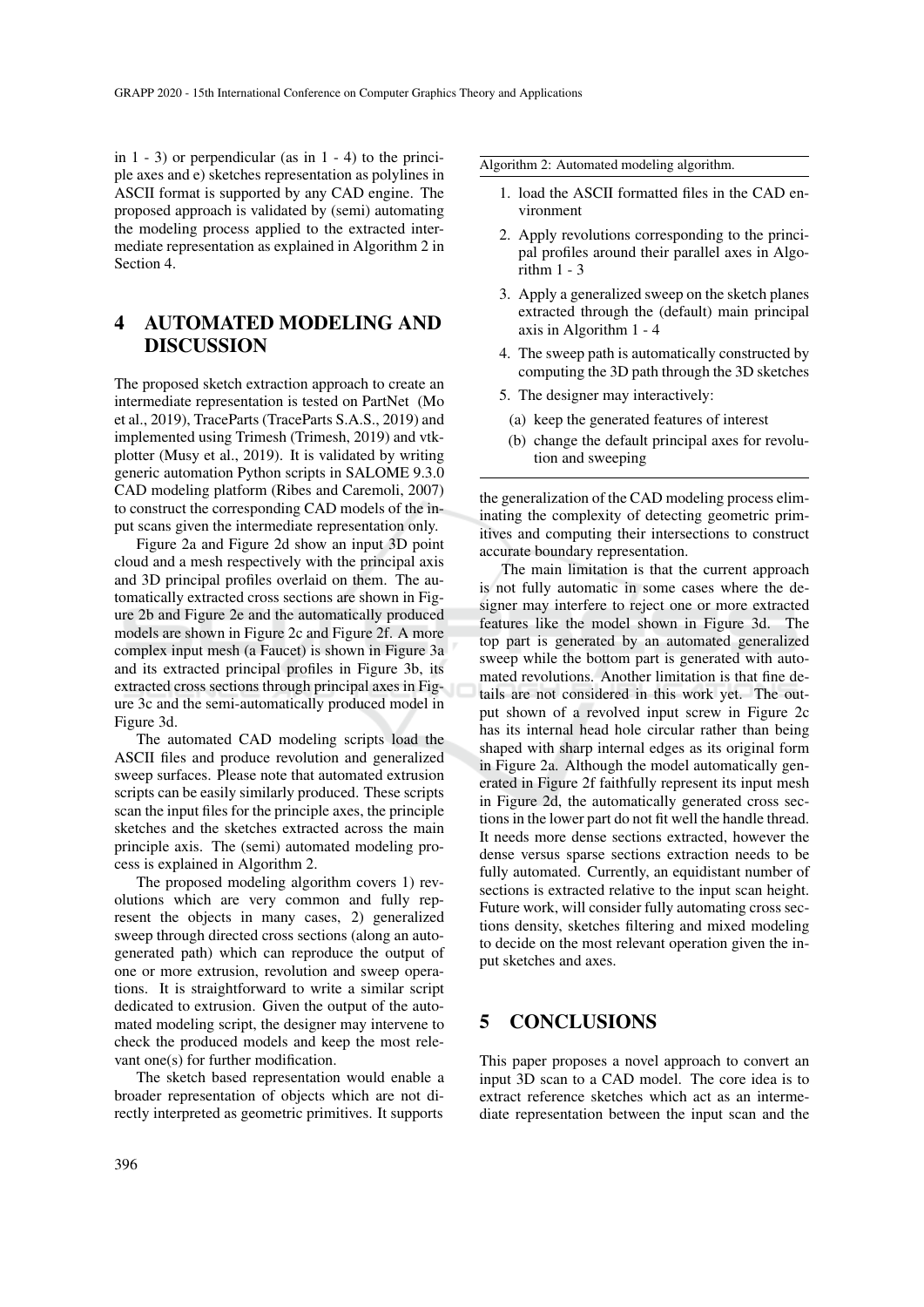in 1 - 3) or perpendicular (as in 1 - 4) to the principle axes and e) sketches representation as polylines in ASCII format is supported by any CAD engine. The proposed approach is validated by (semi) automating the modeling process applied to the extracted intermediate representation as explained in Algorithm 2 in Section 4.

## 4 AUTOMATED MODELING AND DISCUSSION

The proposed sketch extraction approach to create an intermediate representation is tested on PartNet (Mo et al., 2019), TraceParts (TraceParts S.A.S., 2019) and implemented using Trimesh (Trimesh, 2019) and vtkplotter (Musy et al., 2019). It is validated by writing generic automation Python scripts in SALOME 9.3.0 CAD modeling platform (Ribes and Caremoli, 2007) to construct the corresponding CAD models of the input scans given the intermediate representation only.

Figure 2a and Figure 2d show an input 3D point cloud and a mesh respectively with the principal axis and 3D principal profiles overlaid on them. The automatically extracted cross sections are shown in Figure 2b and Figure 2e and the automatically produced models are shown in Figure 2c and Figure 2f. A more complex input mesh (a Faucet) is shown in Figure 3a and its extracted principal profiles in Figure 3b, its extracted cross sections through principal axes in Figure 3c and the semi-automatically produced model in Figure 3d.

The automated CAD modeling scripts load the ASCII files and produce revolution and generalized sweep surfaces. Please note that automated extrusion scripts can be easily similarly produced. These scripts scan the input files for the principle axes, the principle sketches and the sketches extracted across the main principle axis. The (semi) automated modeling process is explained in Algorithm 2.

The proposed modeling algorithm covers 1) revolutions which are very common and fully represent the objects in many cases, 2) generalized sweep through directed cross sections (along an autogenerated path) which can reproduce the output of one or more extrusion, revolution and sweep operations. It is straightforward to write a similar script dedicated to extrusion. Given the output of the automated modeling script, the designer may intervene to check the produced models and keep the most relevant one(s) for further modification.

The sketch based representation would enable a broader representation of objects which are not directly interpreted as geometric primitives. It supports

---

Algorithm 2: Automated modeling algorithm.

1. load the ASCII formatted files in the CAD environment
2. Apply revolutions corresponding to the principal profiles around their parallel axes in Algorithm 1 - 3
3. Apply a generalized sweep on the sketch planes extracted through the (default) main principal axis in Algorithm 1 - 4
4. The sweep path is automatically constructed by computing the 3D path through the 3D sketches
5. The designer may interactively:
   (a) keep the generated features of interest
   (b) change the default principal axes for revolution and sweeping

---

the generalization of the CAD modeling process eliminating the complexity of detecting geometric primitives and computing their intersections to construct accurate boundary representation.

The main limitation is that the current approach is not fully automatic in some cases where the designer may interfere to reject one or more extracted features like the model shown in Figure 3d. The top part is generated by an automated generalized sweep while the bottom part is generated with automated revolutions. Another limitation is that fine details are not considered in this work yet. The output shown of a revolved input screw in Figure 2c has its internal head hole circular rather than being shaped with sharp internal edges as its original form in Figure 2a. Although the model automatically generated in Figure 2f faithfully represent its input mesh in Figure 2d, the automatically generated cross sections in the lower part do not fit well the handle thread. It needs more dense sections extracted, however the dense versus sparse sections extraction needs to be fully automated. Currently, an equidistant number of sections is extracted relative to the input scan height. Future work, will consider fully automating cross sections density, sketches filtering and mixed modeling to decide on the most relevant operation given the input sketches and axes.

## 5 CONCLUSIONS

This paper proposes a novel approach to convert an input 3D scan to a CAD model. The core idea is to extract reference sketches which act as an intermediate representation between the input scan and the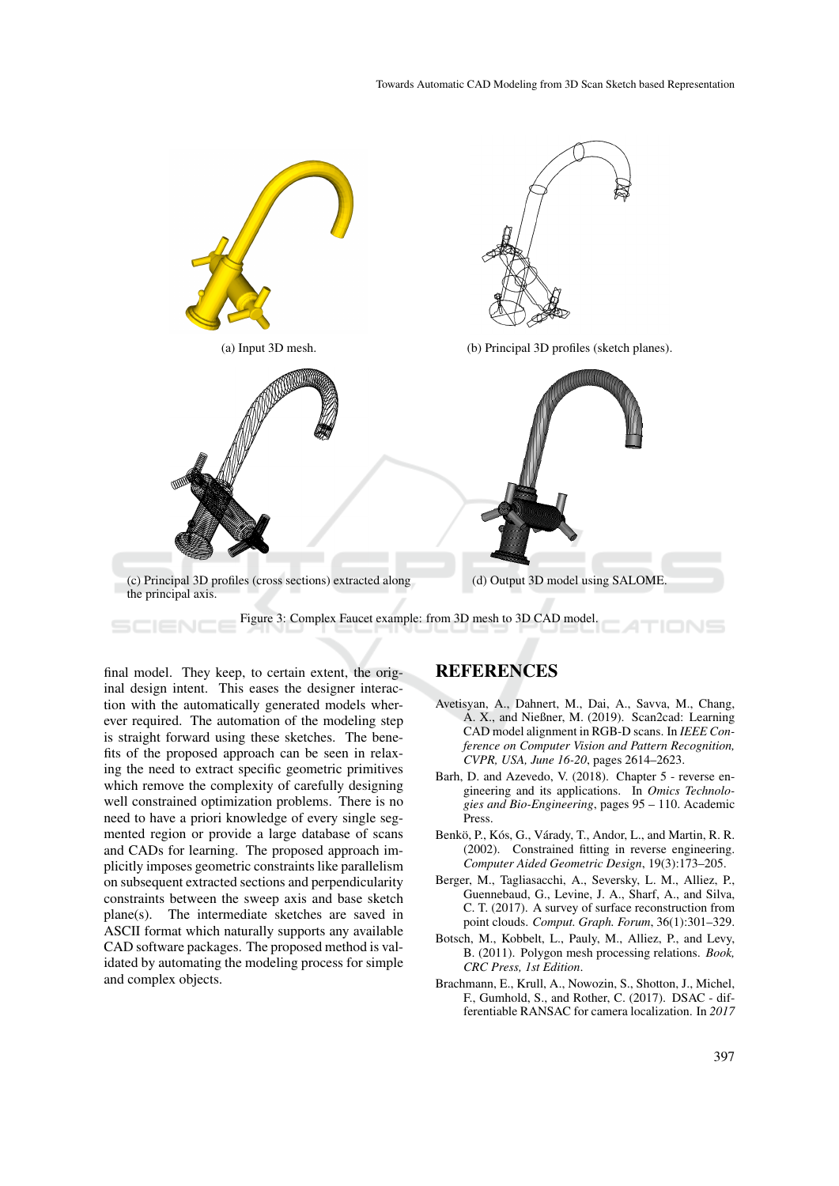(a) Input 3D mesh.

(b) Principal 3D profiles (sketch planes).

(c) Principal 3D profiles (cross sections) extracted along the principal axis.

(d) Output 3D model using SALOME.

Figure 3: Complex Faucet example: from 3D mesh to 3D CAD model.

final model. They keep, to certain extent, the original design intent. This eases the designer interaction with the automatically generated models wherever required. The automation of the modeling step is straight forward using these sketches. The benefits of the proposed approach can be seen in relaxing the need to extract specific geometric primitives which remove the complexity of carefully designing well constrained optimization problems. There is no need to have a priori knowledge of every single segmented region or provide a large database of scans and CADs for learning. The proposed approach implicitly imposes geometric constraints like parallelism on subsequent extracted sections and perpendicularity constraints between the sweep axis and base sketch plane(s). The intermediate sketches are saved in ASCII format which naturally supports any available CAD software packages. The proposed method is validated by automating the modeling process for simple and complex objects.

## REFERENCES

Avetisyan, A., Dahnert, M., Dai, A., Savva, M., Chang, A. X., and Nießner, M. (2019). Scan2cad: Learning CAD model alignment in RGB-D scans. In *IEEE Conference on Computer Vision and Pattern Recognition, CVPR, USA, June 16-20*, pages 2614–2623.

Barh, D. and Azevedo, V. (2018). Chapter 5 - reverse engineering and its applications. In *Omics Technologies and Bio-Engineering*, pages 95 – 110. Academic Press.

Benkö, P., Kós, G., Várady, T., Andor, L., and Martin, R. R. (2002). Constrained fitting in reverse engineering. *Computer Aided Geometric Design*, 19(3):173–205.

Berger, M., Tagliasacchi, A., Seversky, L. M., Alliez, P., Guennebaud, G., Levine, J. A., Sharf, A., and Silva, C. T. (2017). A survey of surface reconstruction from point clouds. *Comput. Graph. Forum*, 36(1):301–329.

Botsch, M., Kobbelt, L., Pauly, M., Alliez, P., and Levy, B. (2011). Polygon mesh processing relations. *Book, CRC Press, 1st Edition*.

Brachmann, E., Krull, A., Nowozin, S., Shotton, J., Michel, F., Gumhold, S., and Rother, C. (2017). DSAC - differentiable RANSAC for camera localization. In *2017*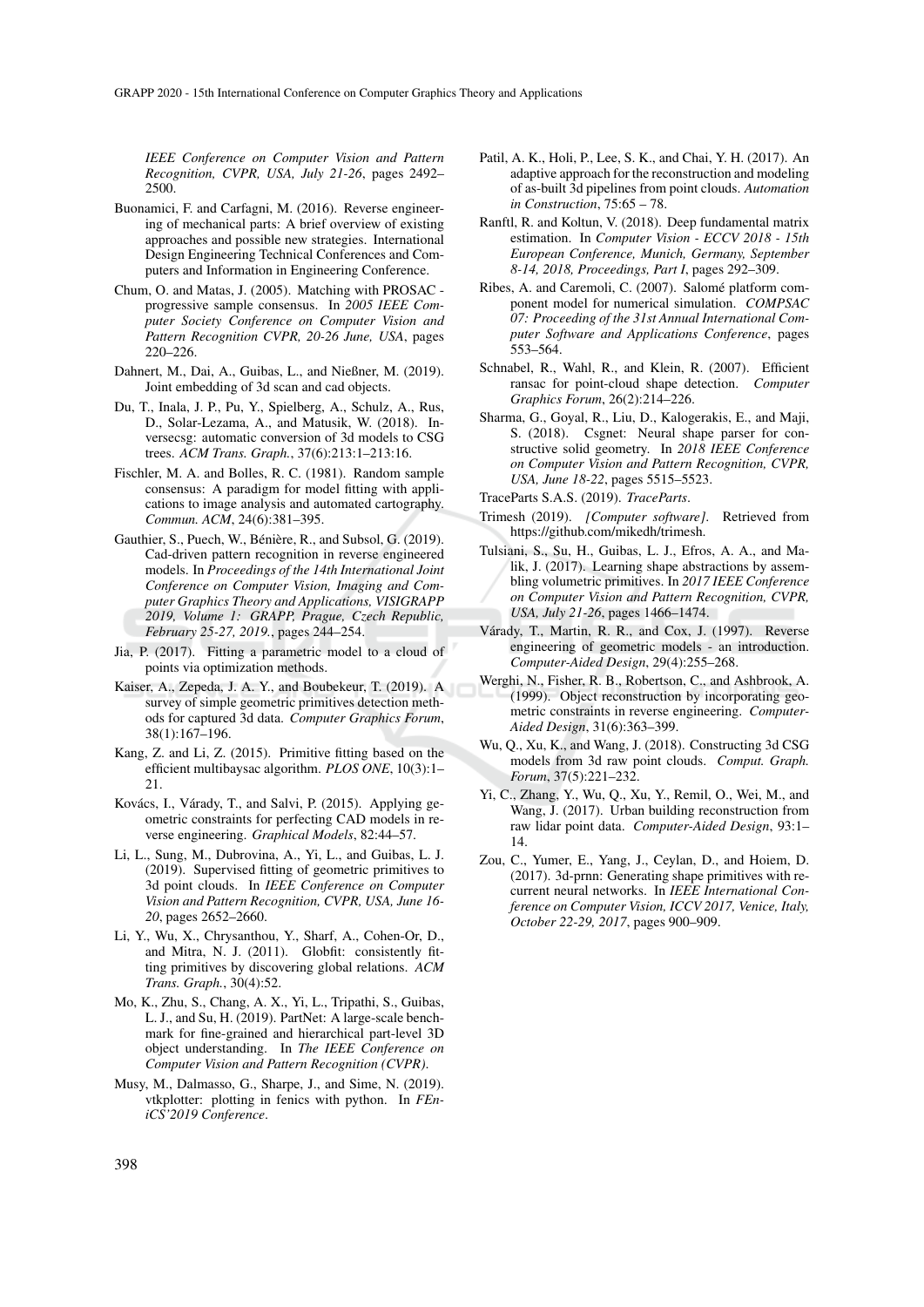*IEEE Conference on Computer Vision and Pattern Recognition, CVPR, USA, July 21-26*, pages 2492–2500.

Buonamici, F. and Carfagni, M. (2016). Reverse engineering of mechanical parts: A brief overview of existing approaches and possible new strategies. International Design Engineering Technical Conferences and Computers and Information in Engineering Conference.

Chum, O. and Matas, J. (2005). Matching with PROSAC - progressive sample consensus. In *2005 IEEE Computer Society Conference on Computer Vision and Pattern Recognition CVPR, 20-26 June, USA*, pages 220–226.

Dahnert, M., Dai, A., Guibas, L., and Nießner, M. (2019). Joint embedding of 3d scan and cad objects.

Du, T., Inala, J. P., Pu, Y., Spielberg, A., Schulz, A., Rus, D., Solar-Lezama, A., and Matusik, W. (2018). Inversecsg: automatic conversion of 3d models to CSG trees. *ACM Trans. Graph.*, 37(6):213:1–213:16.

Fischler, M. A. and Bolles, R. C. (1981). Random sample consensus: A paradigm for model fitting with applications to image analysis and automated cartography. *Commun. ACM*, 24(6):381–395.

Gauthier, S., Puech, W., Bénière, R., and Subsol, G. (2019). Cad-driven pattern recognition in reverse engineered models. In *Proceedings of the 14th International Joint Conference on Computer Vision, Imaging and Computer Graphics Theory and Applications, VISIGRAPP 2019, Volume 1: GRAPP, Prague, Czech Republic, February 25-27, 2019.*, pages 244–254.

Jia, P. (2017). Fitting a parametric model to a cloud of points via optimization methods.

Kaiser, A., Zepeda, J. A. Y., and Boubekeur, T. (2019). A survey of simple geometric primitives detection methods for captured 3d data. *Computer Graphics Forum*, 38(1):167–196.

Kang, Z. and Li, Z. (2015). Primitive fitting based on the efficient multibaysac algorithm. *PLOS ONE*, 10(3):1–21.

Kovács, I., Várady, T., and Salvi, P. (2015). Applying geometric constraints for perfecting CAD models in reverse engineering. *Graphical Models*, 82:44–57.

Li, L., Sung, M., Dubrovina, A., Yi, L., and Guibas, L. J. (2019). Supervised fitting of geometric primitives to 3d point clouds. In *IEEE Conference on Computer Vision and Pattern Recognition, CVPR, USA, June 16-20*, pages 2652–2660.

Li, Y., Wu, X., Chrysanthou, Y., Sharf, A., Cohen-Or, D., and Mitra, N. J. (2011). Globfit: consistently fitting primitives by discovering global relations. *ACM Trans. Graph.*, 30(4):52.

Mo, K., Zhu, S., Chang, A. X., Yi, L., Tripathi, S., Guibas, L. J., and Su, H. (2019). PartNet: A large-scale benchmark for fine-grained and hierarchical part-level 3D object understanding. In *The IEEE Conference on Computer Vision and Pattern Recognition (CVPR)*.

Musy, M., Dalmasso, G., Sharpe, J., and Sime, N. (2019). vtkplotter: plotting in fenics with python. In *FEniCS'2019 Conference*.

Patil, A. K., Holi, P., Lee, S. K., and Chai, Y. H. (2017). An adaptive approach for the reconstruction and modeling of as-built 3d pipelines from point clouds. *Automation in Construction*, 75:65 – 78.

Ranftl, R. and Koltun, V. (2018). Deep fundamental matrix estimation. In *Computer Vision - ECCV 2018 - 15th European Conference, Munich, Germany, September 8-14, 2018, Proceedings, Part I*, pages 292–309.

Ribes, A. and Caremoli, C. (2007). Salomé platform component model for numerical simulation. *COMPSAC 07: Proceeding of the 31st Annual International Computer Software and Applications Conference*, pages 553–564.

Schnabel, R., Wahl, R., and Klein, R. (2007). Efficient ransac for point-cloud shape detection. *Computer Graphics Forum*, 26(2):214–226.

Sharma, G., Goyal, R., Liu, D., Kalogerakis, E., and Maji, S. (2018). Csgnet: Neural shape parser for constructive solid geometry. In *2018 IEEE Conference on Computer Vision and Pattern Recognition, CVPR, USA, June 18-22*, pages 5515–5523.

TraceParts S.A.S. (2019). *TraceParts*.

Trimesh (2019). *[Computer software]*. Retrieved from https://github.com/mikedh/trimesh.

Tulsiani, S., Su, H., Guibas, L. J., Efros, A. A., and Malik, J. (2017). Learning shape abstractions by assembling volumetric primitives. In *2017 IEEE Conference on Computer Vision and Pattern Recognition, CVPR, USA, July 21-26*, pages 1466–1474.

Várady, T., Martin, R. R., and Cox, J. (1997). Reverse engineering of geometric models - an introduction. *Computer-Aided Design*, 29(4):255–268.

Werghi, N., Fisher, R. B., Robertson, C., and Ashbrook, A. (1999). Object reconstruction by incorporating geometric constraints in reverse engineering. *Computer-Aided Design*, 31(6):363–399.

Wu, Q., Xu, K., and Wang, J. (2018). Constructing 3d CSG models from 3d raw point clouds. *Comput. Graph. Forum*, 37(5):221–232.

Yi, C., Zhang, Y., Wu, Q., Xu, Y., Remil, O., Wei, M., and Wang, J. (2017). Urban building reconstruction from raw lidar point data. *Computer-Aided Design*, 93:1–14.

Zou, C., Yumer, E., Yang, J., Ceylan, D., and Hoiem, D. (2017). 3d-prnn: Generating shape primitives with recurrent neural networks. In *IEEE International Conference on Computer Vision, ICCV 2017, Venice, Italy, October 22-29, 2017*, pages 900–909.